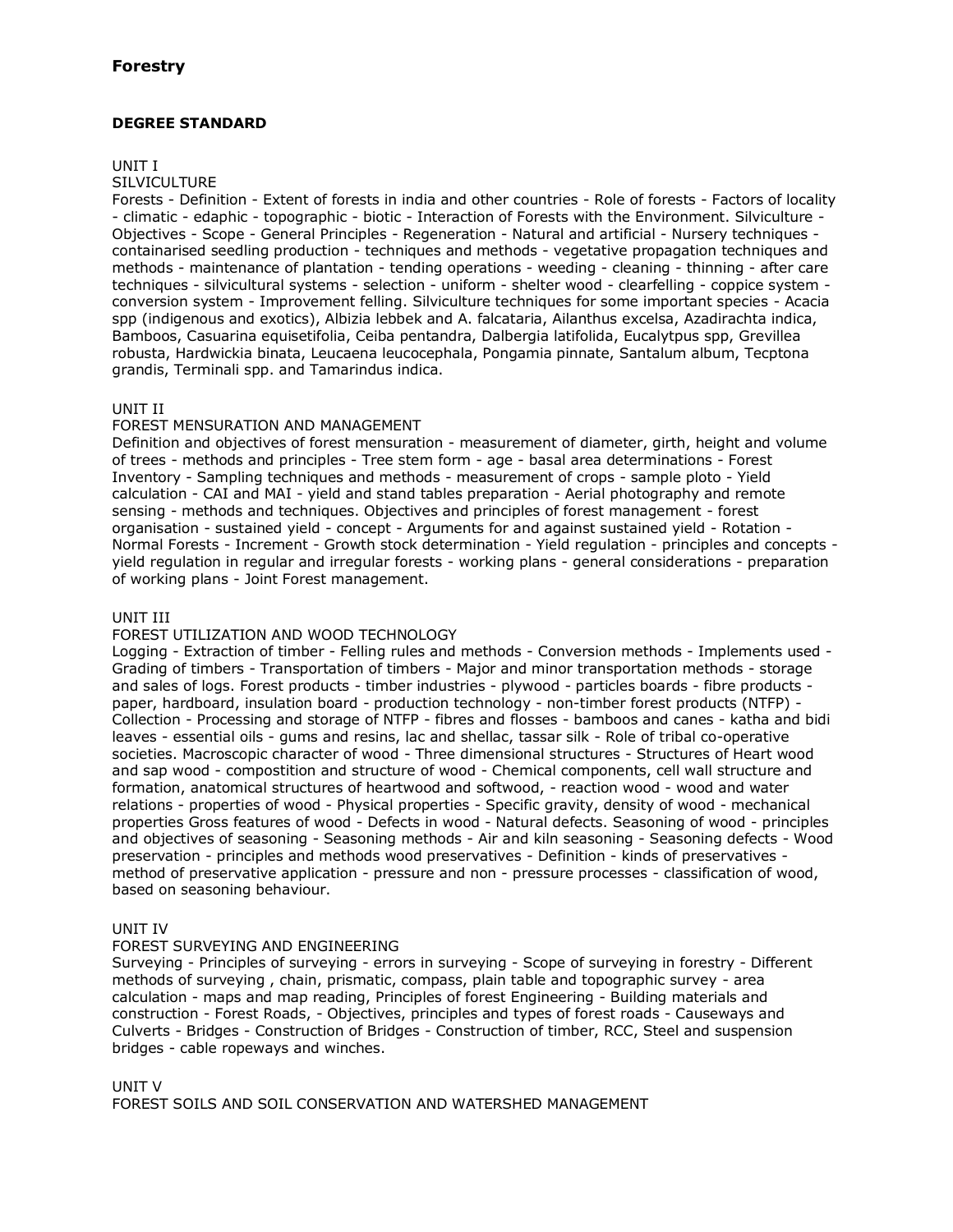## Forestry

### DEGREE STANDARD

UNIT I
SILVICULTURE

Forests - Definition - Extent of forests in india and other countries - Role of forests - Factors of locality - climatic - edaphic - topographic - biotic - Interaction of Forests with the Environment. Silviculture - Objectives - Scope - General Principles - Regeneration - Natural and artificial - Nursery techniques - containarised seedling production - techniques and methods - vegetative propagation techniques and methods - maintenance of plantation - tending operations - weeding - cleaning - thinning - after care techniques - silvicultural systems - selection - uniform - shelter wood - clearfelling - coppice system - conversion system - Improvement felling. Silviculture techniques for some important species - Acacia spp (indigenous and exotics), Albizia lebbek and A. falcataria, Ailanthus excelsa, Azadirachta indica, Bamboos, Casuarina equisetifolia, Ceiba pentandra, Dalbergia latifolida, Eucalytpus spp, Grevillea robusta, Hardwickia binata, Leucaena leucocephala, Pongamia pinnate, Santalum album, Tecptona grandis, Terminali spp. and Tamarindus indica.

UNIT II
FOREST MENSURATION AND MANAGEMENT

Definition and objectives of forest mensuration - measurement of diameter, girth, height and volume of trees - methods and principles - Tree stem form - age - basal area determinations - Forest Inventory - Sampling techniques and methods - measurement of crops - sample ploto - Yield calculation - CAI and MAI - yield and stand tables preparation - Aerial photography and remote sensing - methods and techniques. Objectives and principles of forest management - forest organisation - sustained yield - concept - Arguments for and against sustained yield - Rotation - Normal Forests - Increment - Growth stock determination - Yield regulation - principles and concepts - yield regulation in regular and irregular forests - working plans - general considerations - preparation of working plans - Joint Forest management.

UNIT III
FOREST UTILIZATION AND WOOD TECHNOLOGY

Logging - Extraction of timber - Felling rules and methods - Conversion methods - Implements used - Grading of timbers - Transportation of timbers - Major and minor transportation methods - storage and sales of logs. Forest products - timber industries - plywood - particles boards - fibre products - paper, hardboard, insulation board - production technology - non-timber forest products (NTFP) - Collection - Processing and storage of NTFP - fibres and flosses - bamboos and canes - katha and bidi leaves - essential oils - gums and resins, lac and shellac, tassar silk - Role of tribal co-operative societies. Macroscopic character of wood - Three dimensional structures - Structures of Heart wood and sap wood - compostition and structure of wood - Chemical components, cell wall structure and formation, anatomical structures of heartwood and softwood, - reaction wood - wood and water relations - properties of wood - Physical properties - Specific gravity, density of wood - mechanical properties Gross features of wood - Defects in wood - Natural defects. Seasoning of wood - principles and objectives of seasoning - Seasoning methods - Air and kiln seasoning - Seasoning defects - Wood preservation - principles and methods wood preservatives - Definition - kinds of preservatives - method of preservative application - pressure and non - pressure processes - classification of wood, based on seasoning behaviour.

UNIT IV
FOREST SURVEYING AND ENGINEERING

Surveying - Principles of surveying - errors in surveying - Scope of surveying in forestry - Different methods of surveying , chain, prismatic, compass, plain table and topographic survey - area calculation - maps and map reading, Principles of forest Engineering - Building materials and construction - Forest Roads, - Objectives, principles and types of forest roads - Causeways and Culverts - Bridges - Construction of Bridges - Construction of timber, RCC, Steel and suspension bridges - cable ropeways and winches.

UNIT V
FOREST SOILS AND SOIL CONSERVATION AND WATERSHED MANAGEMENT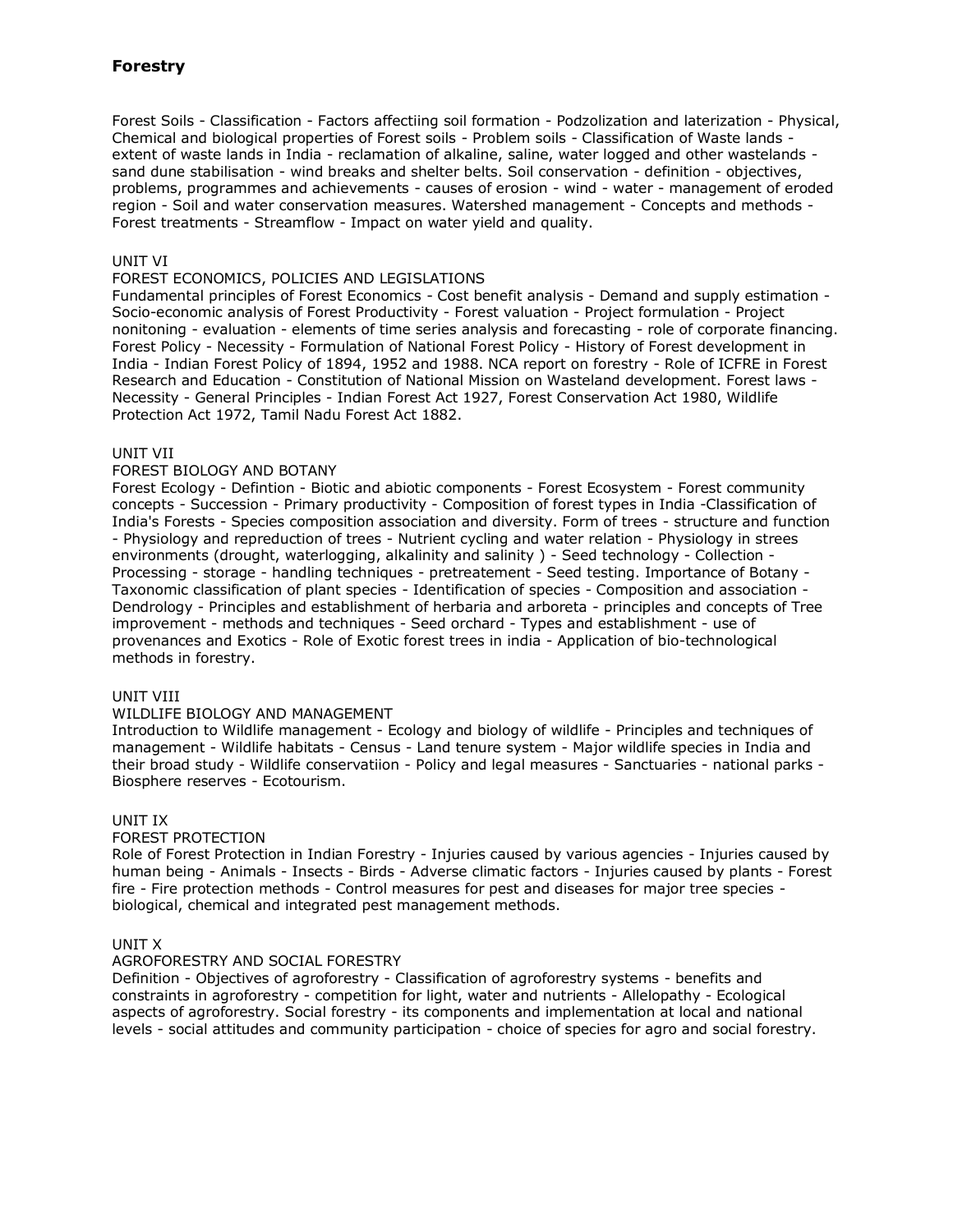## Forestry

Forest Soils - Classification - Factors affectiing soil formation - Podzolization and laterization - Physical, Chemical and biological properties of Forest soils - Problem soils - Classification of Waste lands - extent of waste lands in India - reclamation of alkaline, saline, water logged and other wastelands - sand dune stabilisation - wind breaks and shelter belts. Soil conservation - definition - objectives, problems, programmes and achievements - causes of erosion - wind - water - management of eroded region - Soil and water conservation measures. Watershed management - Concepts and methods - Forest treatments - Streamflow - Impact on water yield and quality.

UNIT VI

FOREST ECONOMICS, POLICIES AND LEGISLATIONS

Fundamental principles of Forest Economics - Cost benefit analysis - Demand and supply estimation - Socio-economic analysis of Forest Productivity - Forest valuation - Project formulation - Project nonitoning - evaluation - elements of time series analysis and forecasting - role of corporate financing. Forest Policy - Necessity - Formulation of National Forest Policy - History of Forest development in India - Indian Forest Policy of 1894, 1952 and 1988. NCA report on forestry - Role of ICFRE in Forest Research and Education - Constitution of National Mission on Wasteland development. Forest laws - Necessity - General Principles - Indian Forest Act 1927, Forest Conservation Act 1980, Wildlife Protection Act 1972, Tamil Nadu Forest Act 1882.

UNIT VII

FOREST BIOLOGY AND BOTANY

Forest Ecology - Defintion - Biotic and abiotic components - Forest Ecosystem - Forest community concepts - Succession - Primary productivity - Composition of forest types in India -Classification of India's Forests - Species composition association and diversity. Form of trees - structure and function - Physiology and repreduction of trees - Nutrient cycling and water relation - Physiology in strees environments (drought, waterlogging, alkalinity and salinity ) - Seed technology - Collection - Processing - storage - handling techniques - pretreatement - Seed testing. Importance of Botany - Taxonomic classification of plant species - Identification of species - Composition and association - Dendrology - Principles and establishment of herbaria and arboreta - principles and concepts of Tree improvement - methods and techniques - Seed orchard - Types and establishment - use of provenances and Exotics - Role of Exotic forest trees in india - Application of bio-technological methods in forestry.

UNIT VIII

WILDLIFE BIOLOGY AND MANAGEMENT

Introduction to Wildlife management - Ecology and biology of wildlife - Principles and techniques of management - Wildlife habitats - Census - Land tenure system - Major wildlife species in India and their broad study - Wildlife conservatiion - Policy and legal measures - Sanctuaries - national parks - Biosphere reserves - Ecotourism.

UNIT IX

FOREST PROTECTION

Role of Forest Protection in Indian Forestry - Injuries caused by various agencies - Injuries caused by human being - Animals - Insects - Birds - Adverse climatic factors - Injuries caused by plants - Forest fire - Fire protection methods - Control measures for pest and diseases for major tree species - biological, chemical and integrated pest management methods.

UNIT X

AGROFORESTRY AND SOCIAL FORESTRY

Definition - Objectives of agroforestry - Classification of agroforestry systems - benefits and constraints in agroforestry - competition for light, water and nutrients - Allelopathy - Ecological aspects of agroforestry. Social forestry - its components and implementation at local and national levels - social attitudes and community participation - choice of species for agro and social forestry.